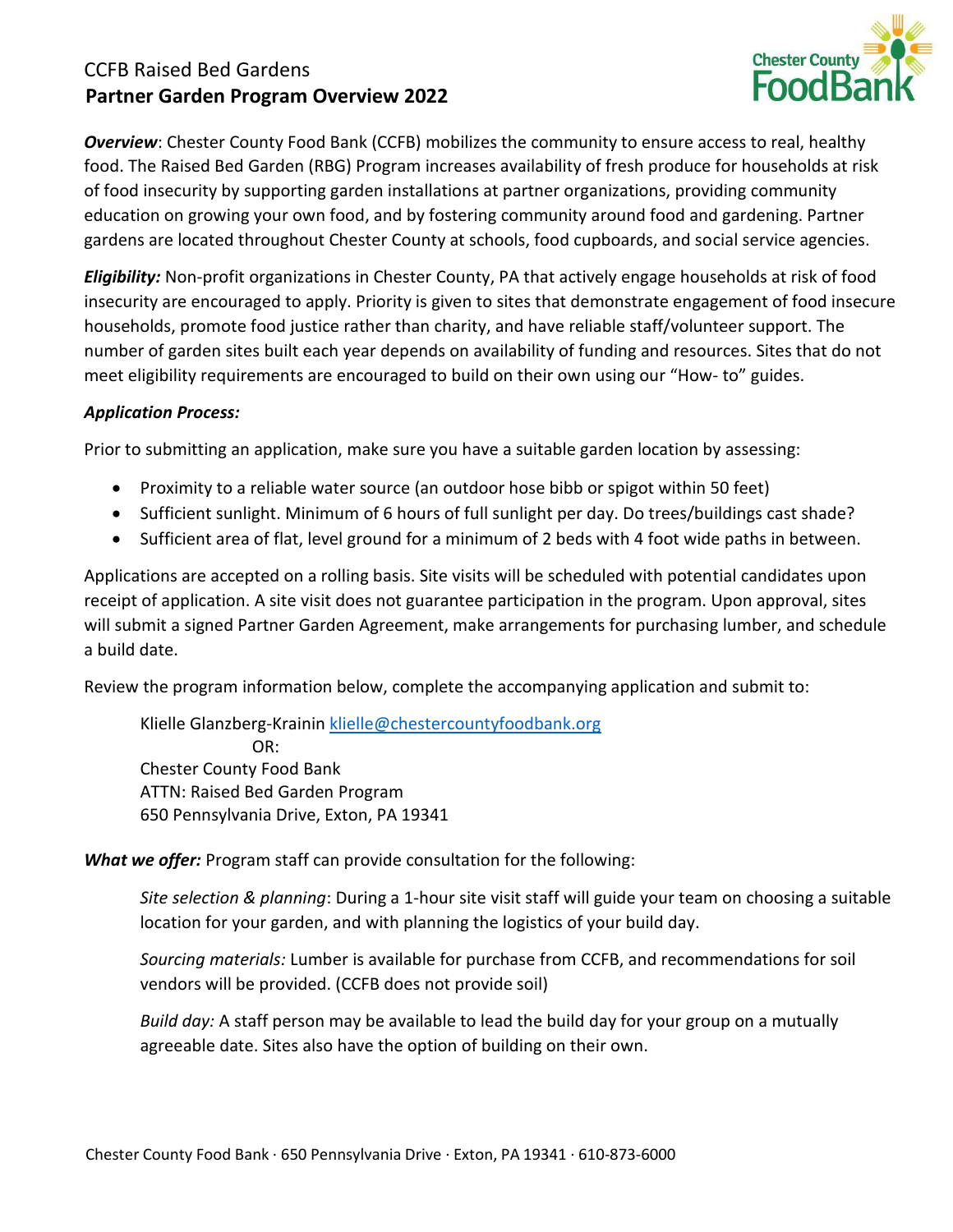# CCFB Raised Bed Gardens

## Partner Garden Program Overview 2022

***Overview***: Chester County Food Bank (CCFB) mobilizes the community to ensure access to real, healthy food. The Raised Bed Garden (RBG) Program increases availability of fresh produce for households at risk of food insecurity by supporting garden installations at partner organizations, providing community education on growing your own food, and by fostering community around food and gardening. Partner gardens are located throughout Chester County at schools, food cupboards, and social service agencies.

***Eligibility:*** Non-profit organizations in Chester County, PA that actively engage households at risk of food insecurity are encouraged to apply. Priority is given to sites that demonstrate engagement of food insecure households, promote food justice rather than charity, and have reliable staff/volunteer support. The number of garden sites built each year depends on availability of funding and resources. Sites that do not meet eligibility requirements are encouraged to build on their own using our "How- to" guides.

***Application Process:***

Prior to submitting an application, make sure you have a suitable garden location by assessing:

- Proximity to a reliable water source (an outdoor hose bibb or spigot within 50 feet)
- Sufficient sunlight. Minimum of 6 hours of full sunlight per day. Do trees/buildings cast shade?
- Sufficient area of flat, level ground for a minimum of 2 beds with 4 foot wide paths in between.

Applications are accepted on a rolling basis. Site visits will be scheduled with potential candidates upon receipt of application. A site visit does not guarantee participation in the program. Upon approval, sites will submit a signed Partner Garden Agreement, make arrangements for purchasing lumber, and schedule a build date.

Review the program information below, complete the accompanying application and submit to:

> Klielle Glanzberg-Krainin klielle@chestercountyfoodbank.org
> OR:
> Chester County Food Bank
> ATTN: Raised Bed Garden Program
> 650 Pennsylvania Drive, Exton, PA 19341

***What we offer:*** Program staff can provide consultation for the following:

> *Site selection & planning*: During a 1-hour site visit staff will guide your team on choosing a suitable location for your garden, and with planning the logistics of your build day.
>
> *Sourcing materials:* Lumber is available for purchase from CCFB, and recommendations for soil vendors will be provided. (CCFB does not provide soil)
>
> *Build day:* A staff person may be available to lead the build day for your group on a mutually agreeable date. Sites also have the option of building on their own.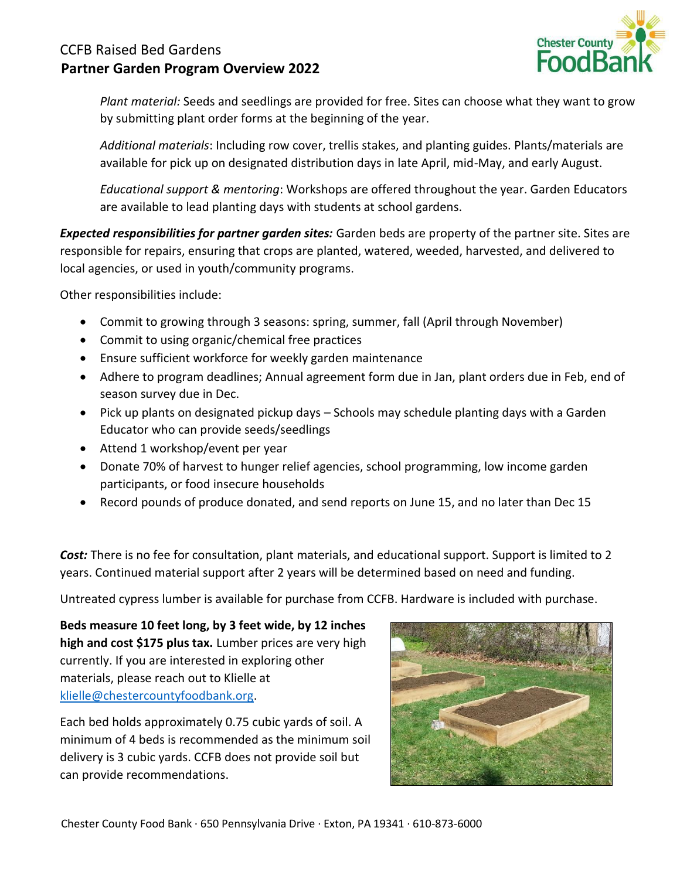CCFB Raised Bed Gardens
**Partner Garden Program Overview 2022**

*Plant material:* Seeds and seedlings are provided for free. Sites can choose what they want to grow by submitting plant order forms at the beginning of the year.

*Additional materials*: Including row cover, trellis stakes, and planting guides. Plants/materials are available for pick up on designated distribution days in late April, mid-May, and early August.

*Educational support & mentoring*: Workshops are offered throughout the year. Garden Educators are available to lead planting days with students at school gardens.

***Expected responsibilities for partner garden sites:*** Garden beds are property of the partner site. Sites are responsible for repairs, ensuring that crops are planted, watered, weeded, harvested, and delivered to local agencies, or used in youth/community programs.

Other responsibilities include:

- Commit to growing through 3 seasons: spring, summer, fall (April through November)
- Commit to using organic/chemical free practices
- Ensure sufficient workforce for weekly garden maintenance
- Adhere to program deadlines; Annual agreement form due in Jan, plant orders due in Feb, end of season survey due in Dec.
- Pick up plants on designated pickup days – Schools may schedule planting days with a Garden Educator who can provide seeds/seedlings
- Attend 1 workshop/event per year
- Donate 70% of harvest to hunger relief agencies, school programming, low income garden participants, or food insecure households
- Record pounds of produce donated, and send reports on June 15, and no later than Dec 15

***Cost:*** There is no fee for consultation, plant materials, and educational support. Support is limited to 2 years. Continued material support after 2 years will be determined based on need and funding.

Untreated cypress lumber is available for purchase from CCFB. Hardware is included with purchase.

**Beds measure 10 feet long, by 3 feet wide, by 12 inches high and cost $175 plus tax.** Lumber prices are very high currently. If you are interested in exploring other materials, please reach out to Klielle at klielle@chestercountyfoodbank.org.

Each bed holds approximately 0.75 cubic yards of soil. A minimum of 4 beds is recommended as the minimum soil delivery is 3 cubic yards. CCFB does not provide soil but can provide recommendations.

Chester County Food Bank · 650 Pennsylvania Drive · Exton, PA 19341 · 610-873-6000